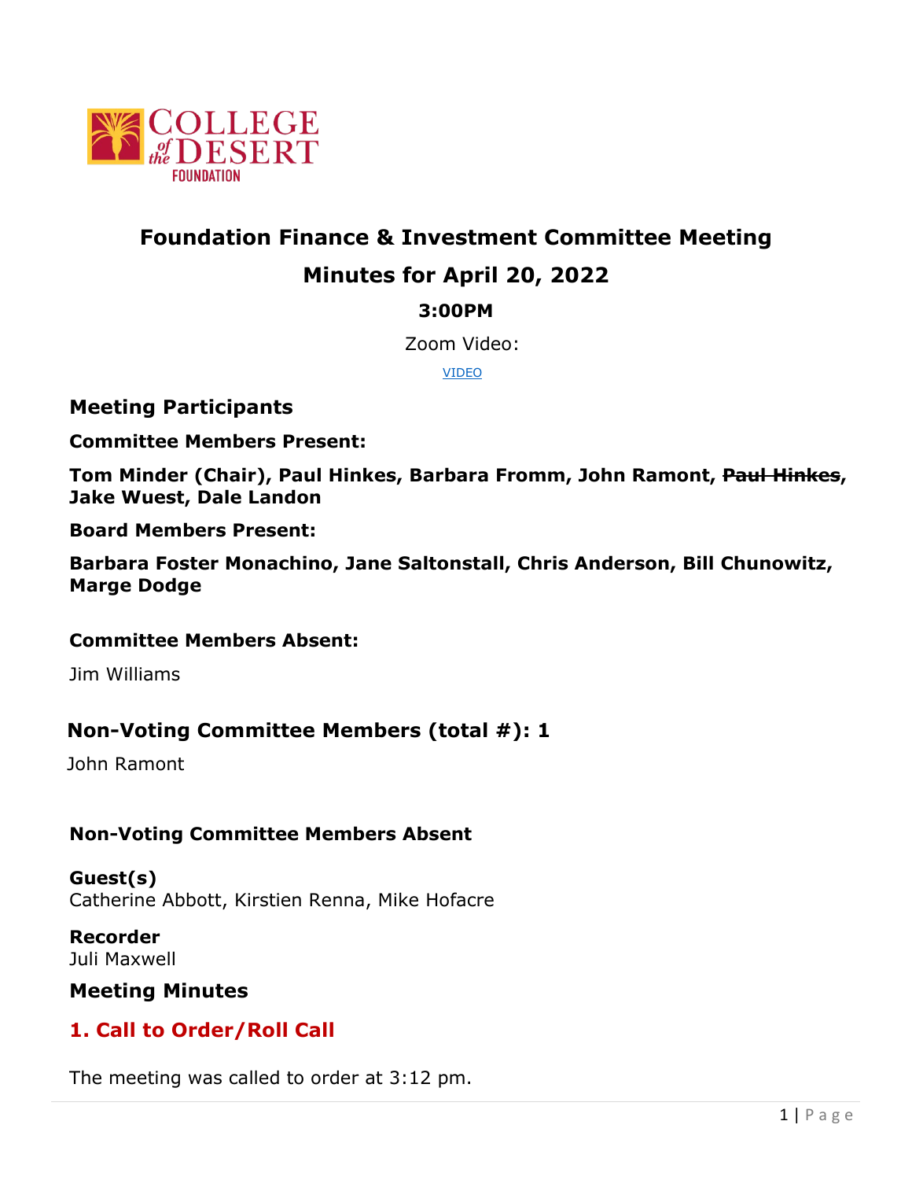# Foundation Finance & Investment Committee Meeting

## Minutes for April 20, 2022

### 3:00PM

Zoom Video:

[VIDEO]

## Meeting Participants

**Committee Members Present:**

**Tom Minder (Chair), Paul Hinkes, Barbara Fromm, John Ramont, ~~Paul Hinkes~~, Jake Wuest, Dale Landon**

**Board Members Present:**

**Barbara Foster Monachino, Jane Saltonstall, Chris Anderson, Bill Chunowitz, Marge Dodge**

**Committee Members Absent:**

Jim Williams

## Non-Voting Committee Members (total #): 1

John Ramont

**Non-Voting Committee Members Absent**

**Guest(s)**
Catherine Abbott, Kirstien Renna, Mike Hofacre

**Recorder**
Juli Maxwell

## Meeting Minutes

## 1. Call to Order/Roll Call

The meeting was called to order at 3:12 pm.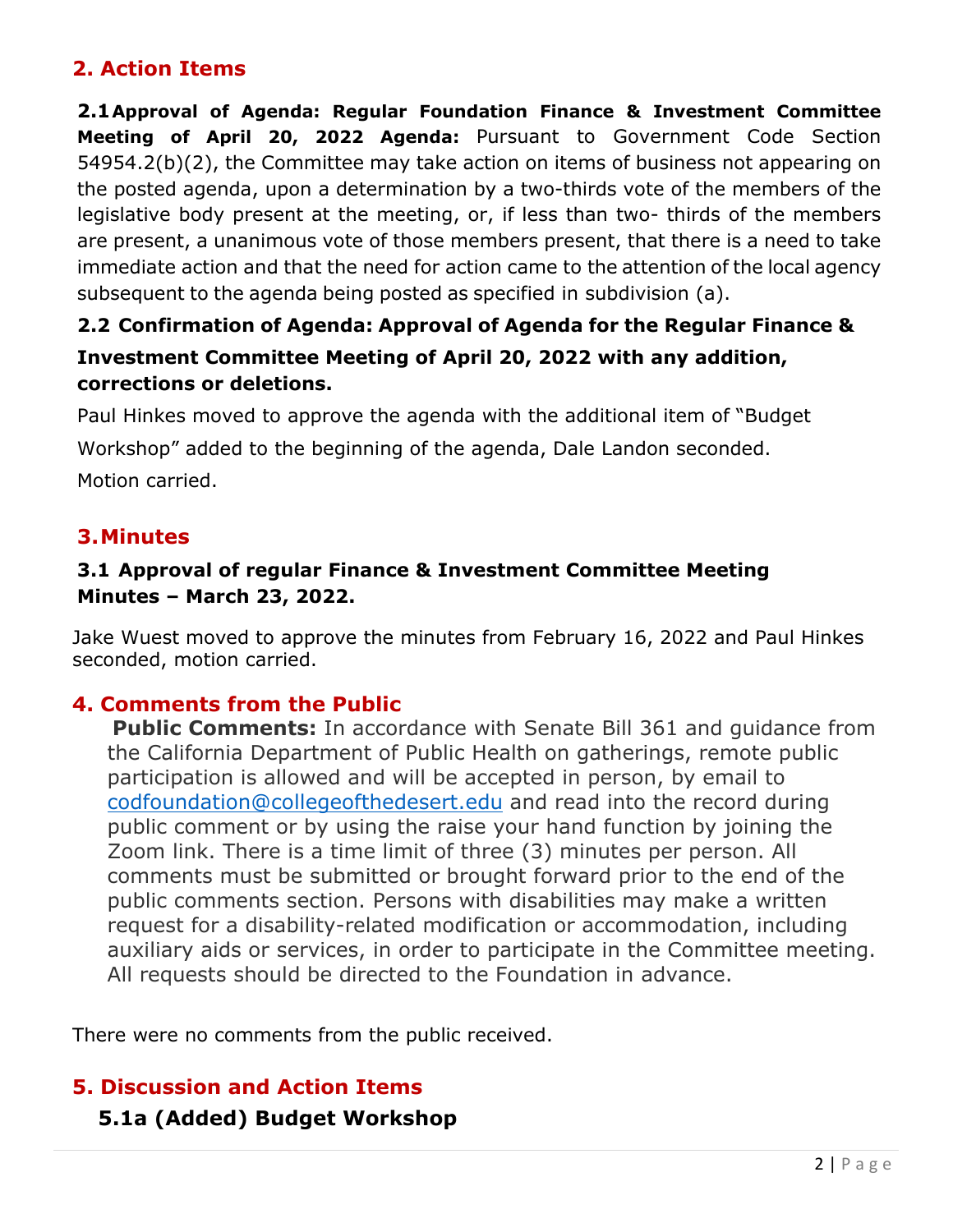## 2. Action Items

**2.1 Approval of Agenda: Regular Foundation Finance & Investment Committee Meeting of April 20, 2022 Agenda:** Pursuant to Government Code Section 54954.2(b)(2), the Committee may take action on items of business not appearing on the posted agenda, upon a determination by a two-thirds vote of the members of the legislative body present at the meeting, or, if less than two- thirds of the members are present, a unanimous vote of those members present, that there is a need to take immediate action and that the need for action came to the attention of the local agency subsequent to the agenda being posted as specified in subdivision (a).

**2.2 Confirmation of Agenda: Approval of Agenda for the Regular Finance & Investment Committee Meeting of April 20, 2022 with any addition, corrections or deletions.**

Paul Hinkes moved to approve the agenda with the additional item of "Budget Workshop" added to the beginning of the agenda, Dale Landon seconded. Motion carried.

## 3. Minutes

**3.1 Approval of regular Finance & Investment Committee Meeting Minutes – March 23, 2022.**

Jake Wuest moved to approve the minutes from February 16, 2022 and Paul Hinkes seconded, motion carried.

## 4. Comments from the Public

**Public Comments:** In accordance with Senate Bill 361 and guidance from the California Department of Public Health on gatherings, remote public participation is allowed and will be accepted in person, by email to codfoundation@collegeofthedesert.edu and read into the record during public comment or by using the raise your hand function by joining the Zoom link. There is a time limit of three (3) minutes per person. All comments must be submitted or brought forward prior to the end of the public comments section. Persons with disabilities may make a written request for a disability-related modification or accommodation, including auxiliary aids or services, in order to participate in the Committee meeting. All requests should be directed to the Foundation in advance.

There were no comments from the public received.

## 5. Discussion and Action Items

**5.1a (Added) Budget Workshop**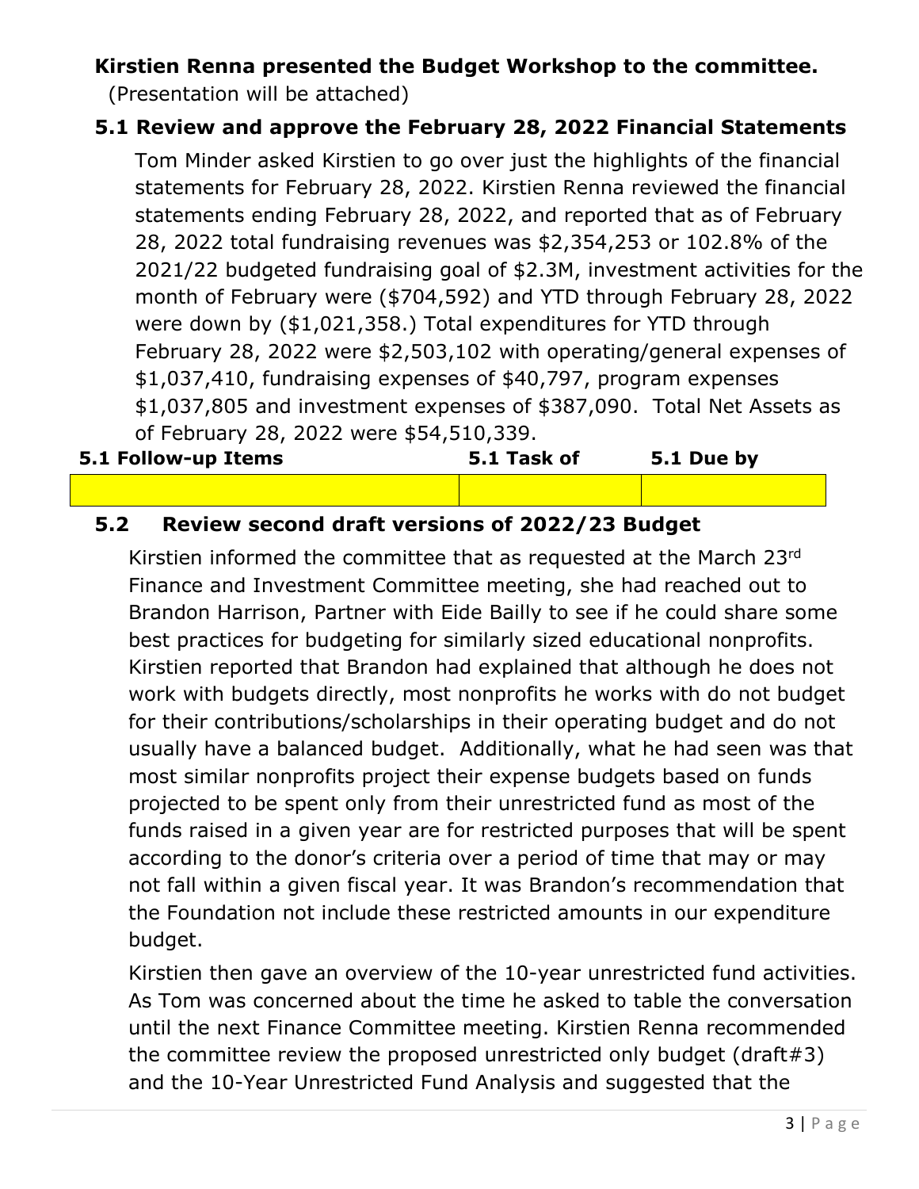**Kirstien Renna presented the Budget Workshop to the committee.**

(Presentation will be attached)

### 5.1 Review and approve the February 28, 2022 Financial Statements

Tom Minder asked Kirstien to go over just the highlights of the financial statements for February 28, 2022. Kirstien Renna reviewed the financial statements ending February 28, 2022, and reported that as of February 28, 2022 total fundraising revenues was $2,354,253 or 102.8% of the 2021/22 budgeted fundraising goal of $2.3M, investment activities for the month of February were ($704,592) and YTD through February 28, 2022 were down by ($1,021,358.) Total expenditures for YTD through February 28, 2022 were $2,503,102 with operating/general expenses of $1,037,410, fundraising expenses of $40,797, program expenses $1,037,805 and investment expenses of $387,090. Total Net Assets as of February 28, 2022 were $54,510,339.

| 5.1 Follow-up Items | 5.1 Task of | 5.1 Due by |
|---|---|---|
| | | |

### 5.2 Review second draft versions of 2022/23 Budget

Kirstien informed the committee that as requested at the March 23rd Finance and Investment Committee meeting, she had reached out to Brandon Harrison, Partner with Eide Bailly to see if he could share some best practices for budgeting for similarly sized educational nonprofits. Kirstien reported that Brandon had explained that although he does not work with budgets directly, most nonprofits he works with do not budget for their contributions/scholarships in their operating budget and do not usually have a balanced budget. Additionally, what he had seen was that most similar nonprofits project their expense budgets based on funds projected to be spent only from their unrestricted fund as most of the funds raised in a given year are for restricted purposes that will be spent according to the donor's criteria over a period of time that may or may not fall within a given fiscal year. It was Brandon's recommendation that the Foundation not include these restricted amounts in our expenditure budget.

Kirstien then gave an overview of the 10-year unrestricted fund activities. As Tom was concerned about the time he asked to table the conversation until the next Finance Committee meeting. Kirstien Renna recommended the committee review the proposed unrestricted only budget (draft#3) and the 10-Year Unrestricted Fund Analysis and suggested that the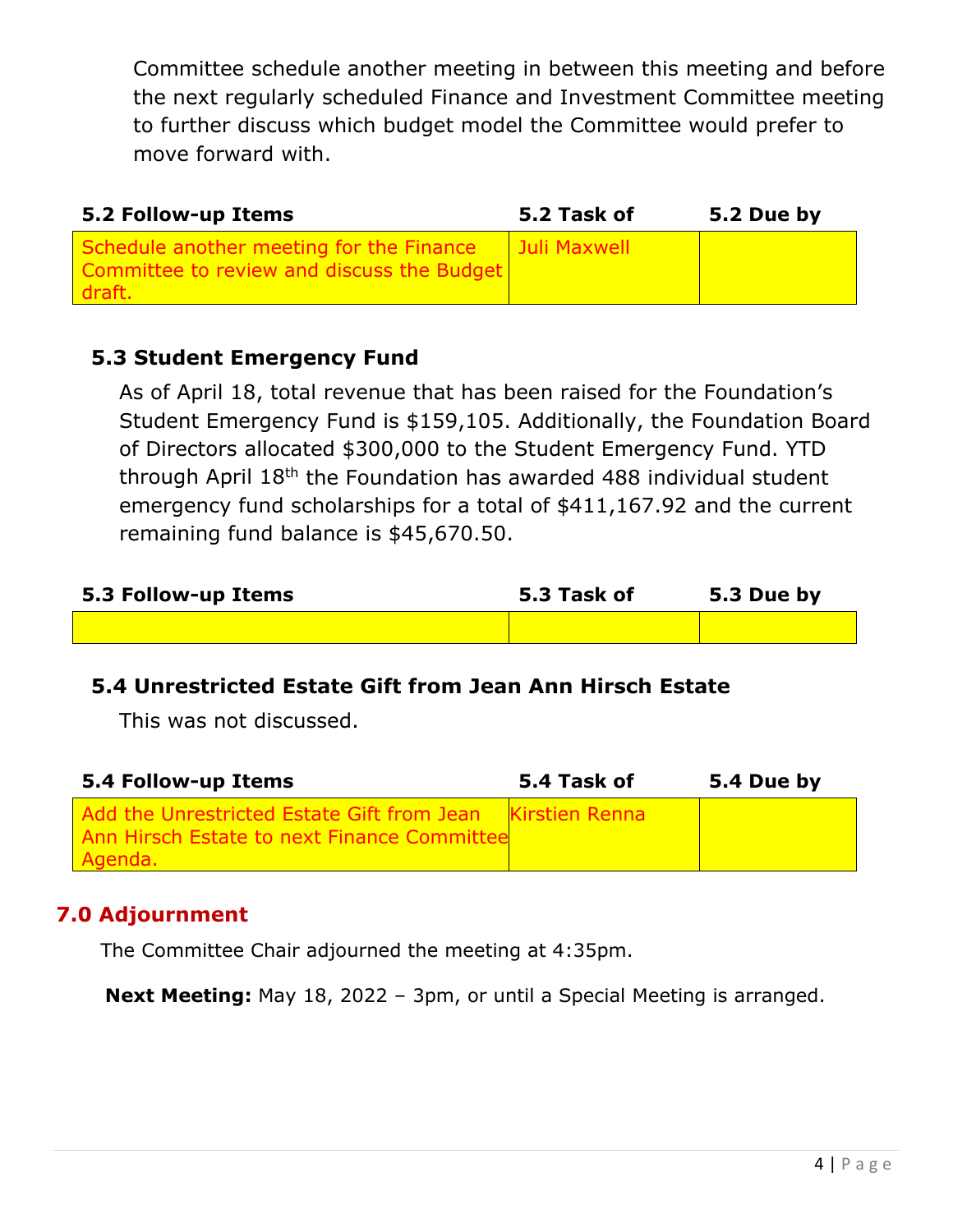Committee schedule another meeting in between this meeting and before the next regularly scheduled Finance and Investment Committee meeting to further discuss which budget model the Committee would prefer to move forward with.

| 5.2 Follow-up Items | 5.2 Task of | 5.2 Due by |
| --- | --- | --- |
| Schedule another meeting for the Finance Committee to review and discuss the Budget draft. | Juli Maxwell | |

### 5.3 Student Emergency Fund

As of April 18, total revenue that has been raised for the Foundation's Student Emergency Fund is $159,105. Additionally, the Foundation Board of Directors allocated $300,000 to the Student Emergency Fund. YTD through April 18th the Foundation has awarded 488 individual student emergency fund scholarships for a total of $411,167.92 and the current remaining fund balance is $45,670.50.

| 5.3 Follow-up Items | 5.3 Task of | 5.3 Due by |
| --- | --- | --- |
| | | |

### 5.4 Unrestricted Estate Gift from Jean Ann Hirsch Estate

This was not discussed.

| 5.4 Follow-up Items | 5.4 Task of | 5.4 Due by |
| --- | --- | --- |
| Add the Unrestricted Estate Gift from Jean Ann Hirsch Estate to next Finance Committee Agenda. | Kirstien Renna | |

## 7.0 Adjournment

The Committee Chair adjourned the meeting at 4:35pm.

**Next Meeting:** May 18, 2022 – 3pm, or until a Special Meeting is arranged.